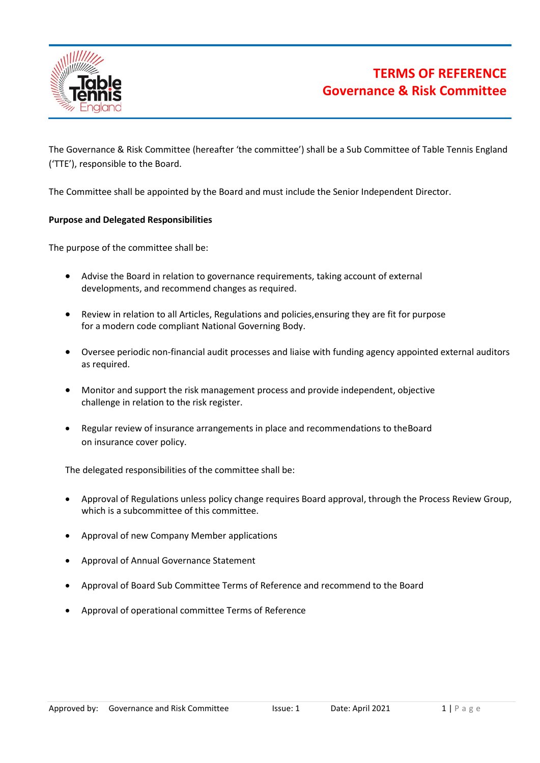# TERMS OF REFERENCE
## Governance & Risk Committee

The Governance & Risk Committee (hereafter 'the committee') shall be a Sub Committee of Table Tennis England ('TTE'), responsible to the Board.

The Committee shall be appointed by the Board and must include the Senior Independent Director.

**Purpose and Delegated Responsibilities**

The purpose of the committee shall be:

- Advise the Board in relation to governance requirements, taking account of external developments, and recommend changes as required.
- Review in relation to all Articles, Regulations and policies,ensuring they are fit for purpose for a modern code compliant National Governing Body.
- Oversee periodic non-financial audit processes and liaise with funding agency appointed external auditors as required.
- Monitor and support the risk management process and provide independent, objective challenge in relation to the risk register.
- Regular review of insurance arrangements in place and recommendations to theBoard on insurance cover policy.

The delegated responsibilities of the committee shall be:

- Approval of Regulations unless policy change requires Board approval, through the Process Review Group, which is a subcommittee of this committee.
- Approval of new Company Member applications
- Approval of Annual Governance Statement
- Approval of Board Sub Committee Terms of Reference and recommend to the Board
- Approval of operational committee Terms of Reference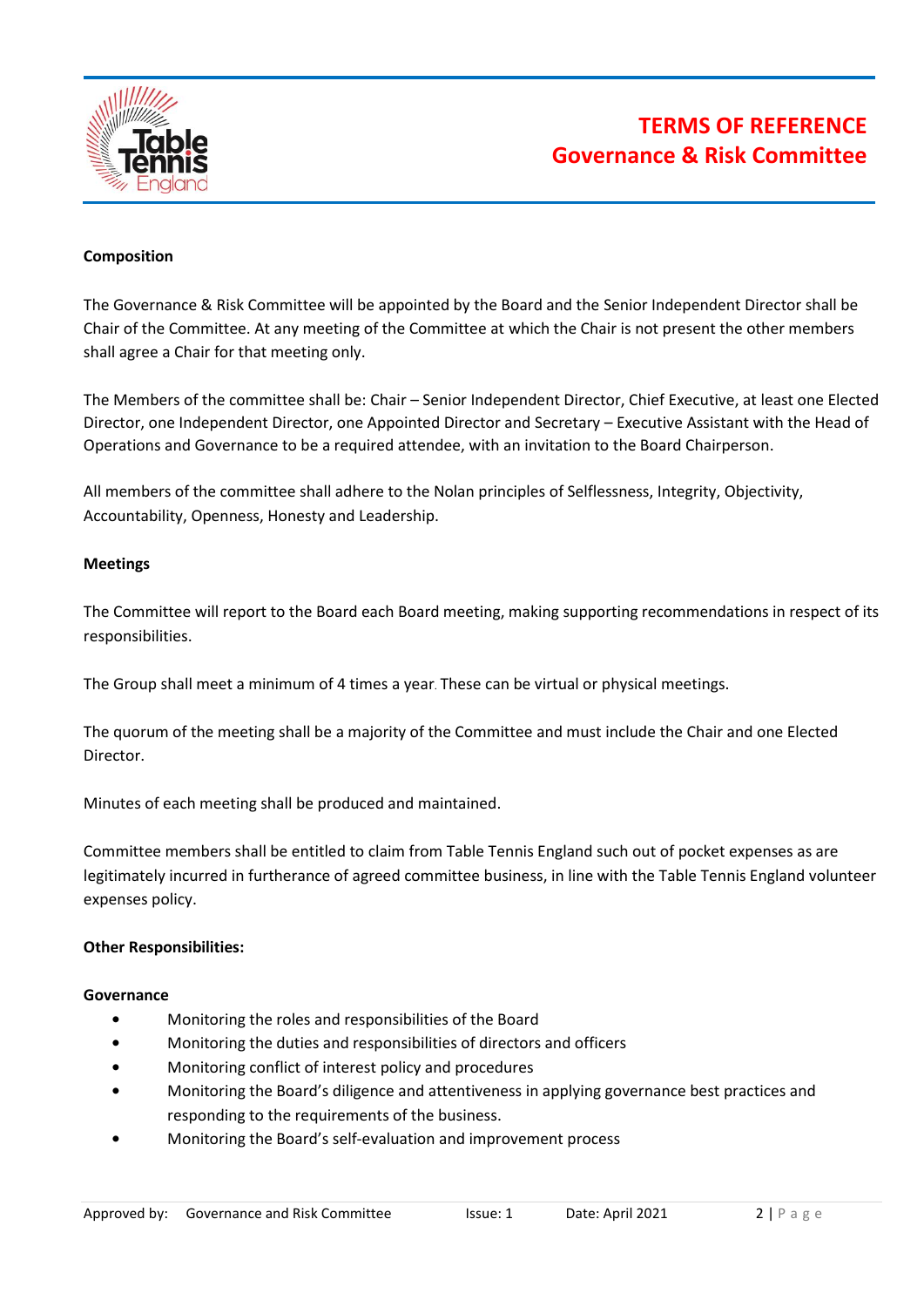# TERMS OF REFERENCE
## Governance & Risk Committee

**Composition**

The Governance & Risk Committee will be appointed by the Board and the Senior Independent Director shall be Chair of the Committee. At any meeting of the Committee at which the Chair is not present the other members shall agree a Chair for that meeting only.

The Members of the committee shall be: Chair – Senior Independent Director, Chief Executive, at least one Elected Director, one Independent Director, one Appointed Director and Secretary – Executive Assistant with the Head of Operations and Governance to be a required attendee, with an invitation to the Board Chairperson.

All members of the committee shall adhere to the Nolan principles of Selflessness, Integrity, Objectivity, Accountability, Openness, Honesty and Leadership.

**Meetings**

The Committee will report to the Board each Board meeting, making supporting recommendations in respect of its responsibilities.

The Group shall meet a minimum of 4 times a year. These can be virtual or physical meetings.

The quorum of the meeting shall be a majority of the Committee and must include the Chair and one Elected Director.

Minutes of each meeting shall be produced and maintained.

Committee members shall be entitled to claim from Table Tennis England such out of pocket expenses as are legitimately incurred in furtherance of agreed committee business, in line with the Table Tennis England volunteer expenses policy.

**Other Responsibilities:**

**Governance**

- Monitoring the roles and responsibilities of the Board
- Monitoring the duties and responsibilities of directors and officers
- Monitoring conflict of interest policy and procedures
- Monitoring the Board's diligence and attentiveness in applying governance best practices and responding to the requirements of the business.
- Monitoring the Board's self-evaluation and improvement process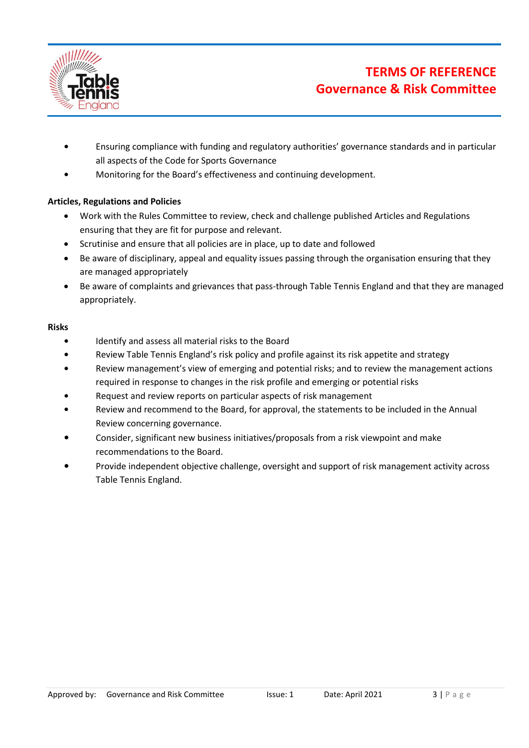- Ensuring compliance with funding and regulatory authorities' governance standards and in particular all aspects of the Code for Sports Governance
- Monitoring for the Board's effectiveness and continuing development.

**Articles, Regulations and Policies**

- Work with the Rules Committee to review, check and challenge published Articles and Regulations ensuring that they are fit for purpose and relevant.
- Scrutinise and ensure that all policies are in place, up to date and followed
- Be aware of disciplinary, appeal and equality issues passing through the organisation ensuring that they are managed appropriately
- Be aware of complaints and grievances that pass-through Table Tennis England and that they are managed appropriately.

**Risks**

- Identify and assess all material risks to the Board
- Review Table Tennis England's risk policy and profile against its risk appetite and strategy
- Review management's view of emerging and potential risks; and to review the management actions required in response to changes in the risk profile and emerging or potential risks
- Request and review reports on particular aspects of risk management
- Review and recommend to the Board, for approval, the statements to be included in the Annual Review concerning governance.
- Consider, significant new business initiatives/proposals from a risk viewpoint and make recommendations to the Board.
- Provide independent objective challenge, oversight and support of risk management activity across Table Tennis England.